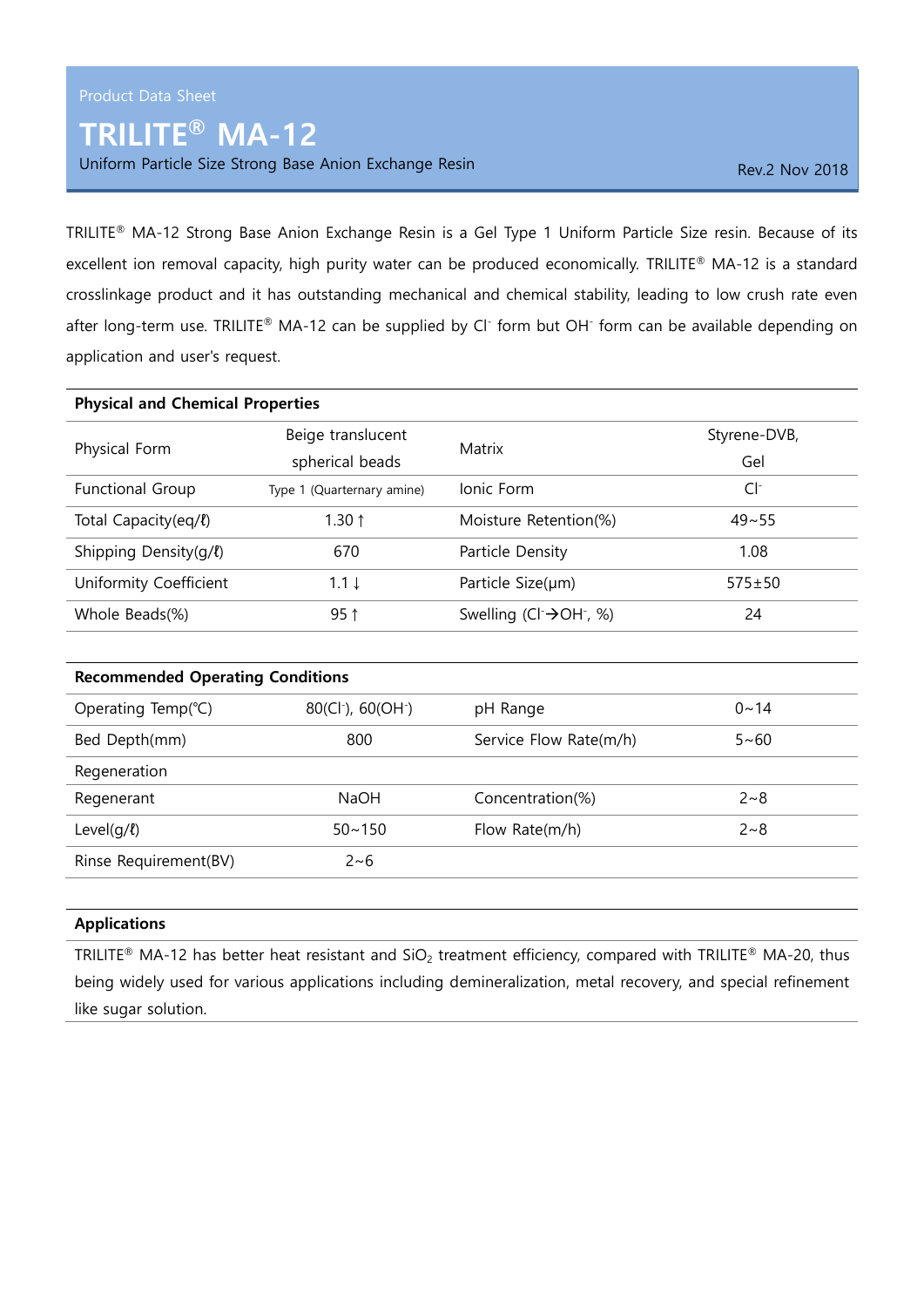Product Data Sheet

# TRILITE® MA-12

Uniform Particle Size Strong Base Anion Exchange Resin

Rev.2 Nov 2018

TRILITE® MA-12 Strong Base Anion Exchange Resin is a Gel Type 1 Uniform Particle Size resin. Because of its excellent ion removal capacity, high purity water can be produced economically. TRILITE® MA-12 is a standard crosslinkage product and it has outstanding mechanical and chemical stability, leading to low crush rate even after long-term use. TRILITE® MA-12 can be supplied by $Cl^-$ form but $OH^-$ form can be available depending on application and user's request.

| Physical and Chemical Properties | | | |
|---|---|---|---|
| Physical Form | Beige translucent spherical beads | Matrix | Styrene-DVB, Gel |
| Functional Group | Type 1 (Quarternary amine) | Ionic Form | $Cl^-$ |
| Total Capacity(eq/ℓ) | 1.30↑ | Moisture Retention(%) | 49~55 |
| Shipping Density(g/ℓ) | 670 | Particle Density | 1.08 |
| Uniformity Coefficient | 1.1↓ | Particle Size(μm) | 575±50 |
| Whole Beads(%) | 95↑ | Swelling ($Cl^- \rightarrow OH^-$, %) | 24 |

| Recommended Operating Conditions | | | |
|---|---|---|---|
| Operating Temp(℃) | 80($Cl^-$), 60($OH^-$) | pH Range | 0~14 |
| Bed Depth(mm) | 800 | Service Flow Rate(m/h) | 5~60 |
| Regeneration | | | |
| Regenerant | NaOH | Concentration(%) | 2~8 |
| Level(g/ℓ) | 50~150 | Flow Rate(m/h) | 2~8 |
| Rinse Requirement(BV) | 2~6 | | |

**Applications**

TRILITE® MA-12 has better heat resistant and $SiO_2$ treatment efficiency, compared with TRILITE® MA-20, thus being widely used for various applications including demineralization, metal recovery, and special refinement like sugar solution.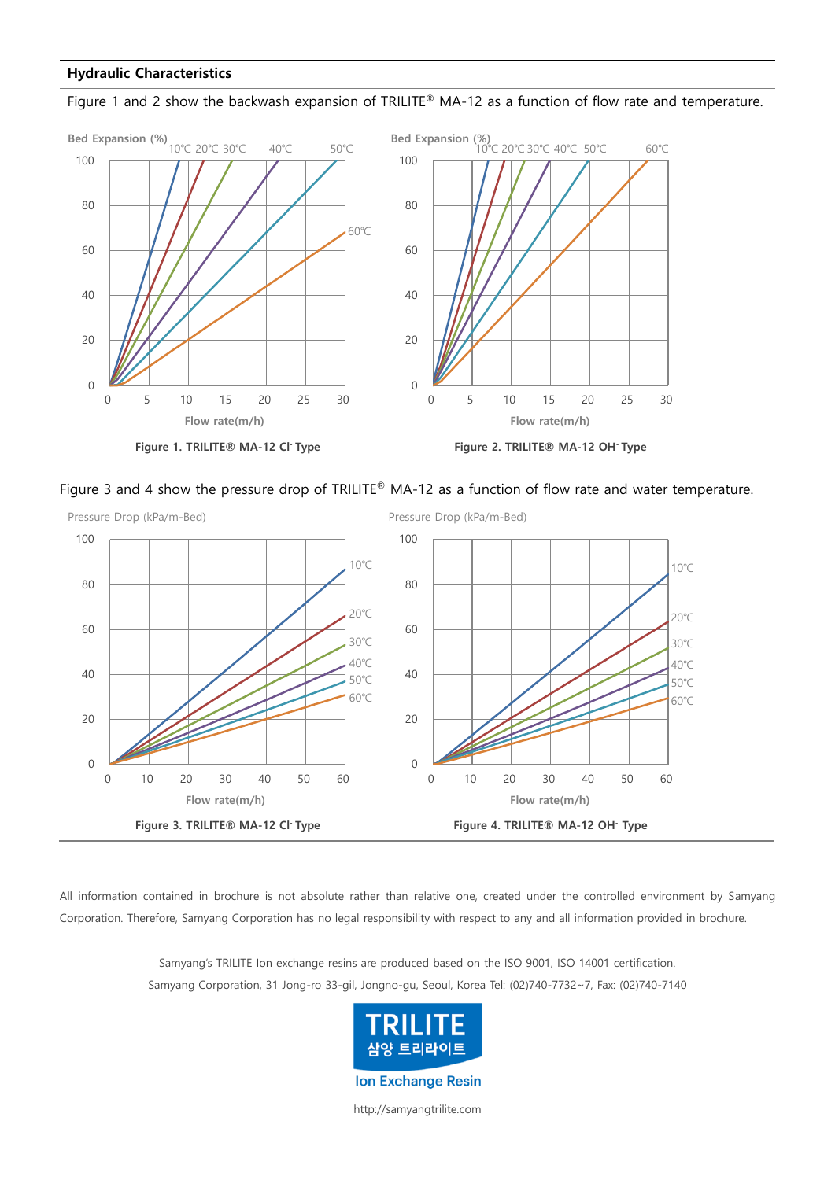## Hydraulic Characteristics

Figure 1 and 2 show the backwash expansion of TRILITE® MA-12 as a function of flow rate and temperature.

Bed Expansion (%)
10℃ 20℃ 30℃ 40℃ 50℃ 60℃
100
80
60
40
20
0
0 5 10 15 20 25 30
Flow rate(m/h)

**Figure 1. TRILITE® MA-12 Cl⁻ Type**

Bed Expansion (%)
10℃ 20℃ 30℃ 40℃ 50℃ 60℃
100
80
60
40
20
0
0 5 10 15 20 25 30
Flow rate(m/h)

**Figure 2. TRILITE® MA-12 OH⁻ Type**

Figure 3 and 4 show the pressure drop of TRILITE® MA-12 as a function of flow rate and water temperature.

Pressure Drop (kPa/m-Bed)
100
80
60
40
20
0
0 10 20 30 40 50 60
Flow rate(m/h)
10℃ 20℃ 30℃ 40℃ 50℃ 60℃

**Figure 3. TRILITE® MA-12 Cl⁻ Type**

Pressure Drop (kPa/m-Bed)
100
80
60
40
20
0
0 10 20 30 40 50 60
Flow rate(m/h)
10℃ 20℃ 30℃ 40℃ 50℃ 60℃

**Figure 4. TRILITE® MA-12 OH⁻ Type**

All information contained in brochure is not absolute rather than relative one, created under the controlled environment by Samyang Corporation. Therefore, Samyang Corporation has no legal responsibility with respect to any and all information provided in brochure.

Samyang's TRILITE Ion exchange resins are produced based on the ISO 9001, ISO 14001 certification.
Samyang Corporation, 31 Jong-ro 33-gil, Jongno-gu, Seoul, Korea Tel: (02)740-7732~7, Fax: (02)740-7140

TRILITE
삼양 트리라이트
Ion Exchange Resin

http://samyangtrilite.com